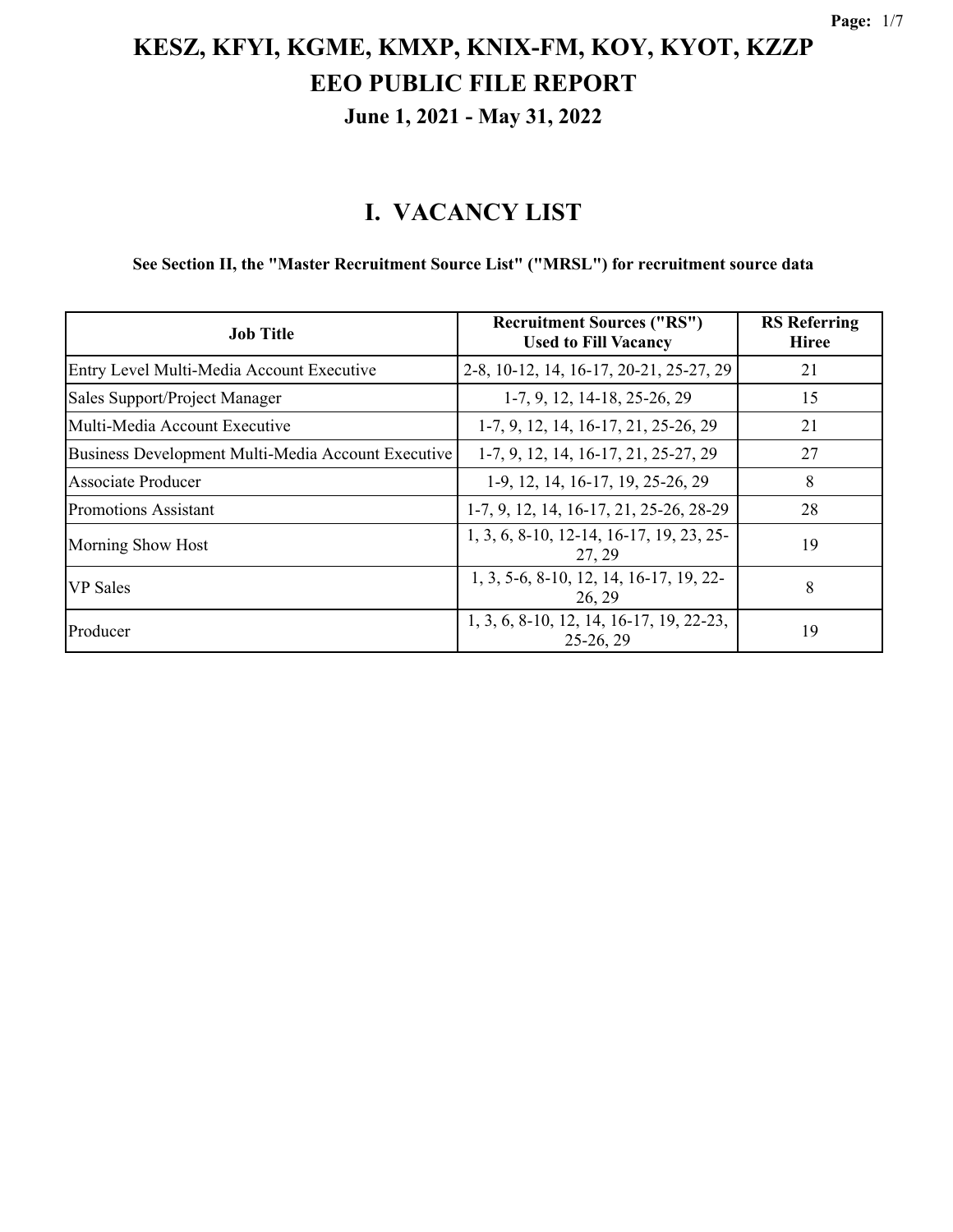# KESZ, KFYI, KGME, KMXP, KNIX-FM, KOY, KYOT, KZZP

# EEO PUBLIC FILE REPORT

### June 1, 2021 - May 31, 2022

## I. VACANCY LIST

**See Section II, the "Master Recruitment Source List" ("MRSL") for recruitment source data**

| Job Title | Recruitment Sources ("RS") Used to Fill Vacancy | RS Referring Hiree |
|---|---|---|
| Entry Level Multi-Media Account Executive | 2-8, 10-12, 14, 16-17, 20-21, 25-27, 29 | 21 |
| Sales Support/Project Manager | 1-7, 9, 12, 14-18, 25-26, 29 | 15 |
| Multi-Media Account Executive | 1-7, 9, 12, 14, 16-17, 21, 25-26, 29 | 21 |
| Business Development Multi-Media Account Executive | 1-7, 9, 12, 14, 16-17, 21, 25-27, 29 | 27 |
| Associate Producer | 1-9, 12, 14, 16-17, 19, 25-26, 29 | 8 |
| Promotions Assistant | 1-7, 9, 12, 14, 16-17, 21, 25-26, 28-29 | 28 |
| Morning Show Host | 1, 3, 6, 8-10, 12-14, 16-17, 19, 23, 25-27, 29 | 19 |
| VP Sales | 1, 3, 5-6, 8-10, 12, 14, 16-17, 19, 22-26, 29 | 8 |
| Producer | 1, 3, 6, 8-10, 12, 14, 16-17, 19, 22-23, 25-26, 29 | 19 |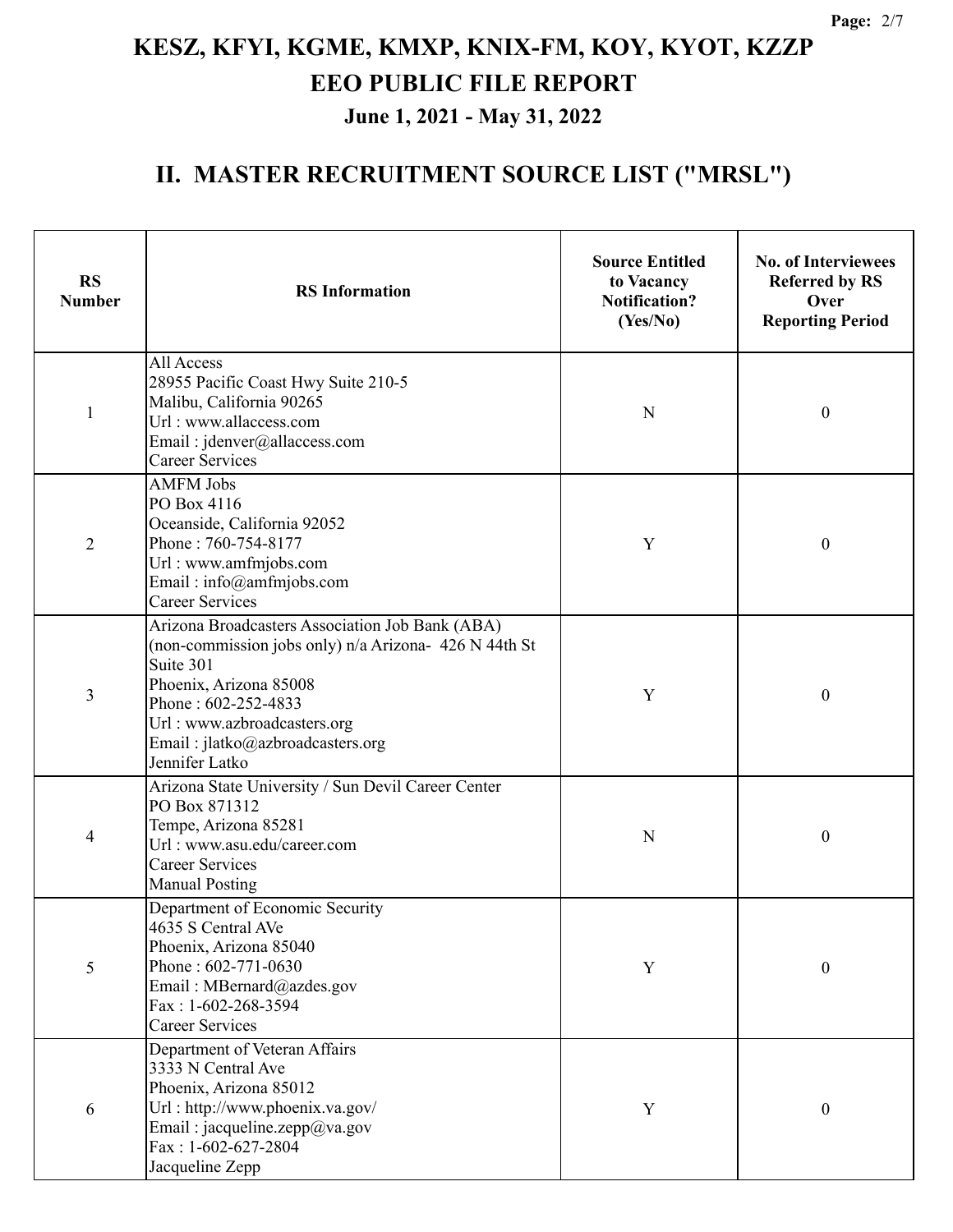# KESZ, KFYI, KGME, KMXP, KNIX-FM, KOY, KYOT, KZZP

# EEO PUBLIC FILE REPORT

### June 1, 2021 - May 31, 2022

## II. MASTER RECRUITMENT SOURCE LIST ("MRSL")

| RS Number | RS Information | Source Entitled to Vacancy Notification? (Yes/No) | No. of Interviewees Referred by RS Over Reporting Period |
|---|---|---|---|
| 1 | All Access<br>28955 Pacific Coast Hwy Suite 210-5<br>Malibu, California 90265<br>Url : www.allaccess.com<br>Email : jdenver@allaccess.com<br>Career Services | N | 0 |
| 2 | AMFM Jobs<br>PO Box 4116<br>Oceanside, California 92052<br>Phone : 760-754-8177<br>Url : www.amfmjobs.com<br>Email : info@amfmjobs.com<br>Career Services | Y | 0 |
| 3 | Arizona Broadcasters Association Job Bank (ABA) (non-commission jobs only) n/a Arizona- 426 N 44th St Suite 301<br>Phoenix, Arizona 85008<br>Phone : 602-252-4833<br>Url : www.azbroadcasters.org<br>Email : jlatko@azbroadcasters.org<br>Jennifer Latko | Y | 0 |
| 4 | Arizona State University / Sun Devil Career Center<br>PO Box 871312<br>Tempe, Arizona 85281<br>Url : www.asu.edu/career.com<br>Career Services<br>Manual Posting | N | 0 |
| 5 | Department of Economic Security<br>4635 S Central AVe<br>Phoenix, Arizona 85040<br>Phone : 602-771-0630<br>Email : MBernard@azdes.gov<br>Fax : 1-602-268-3594<br>Career Services | Y | 0 |
| 6 | Department of Veteran Affairs<br>3333 N Central Ave<br>Phoenix, Arizona 85012<br>Url : http://www.phoenix.va.gov/<br>Email : jacqueline.zepp@va.gov<br>Fax : 1-602-627-2804<br>Jacqueline Zepp | Y | 0 |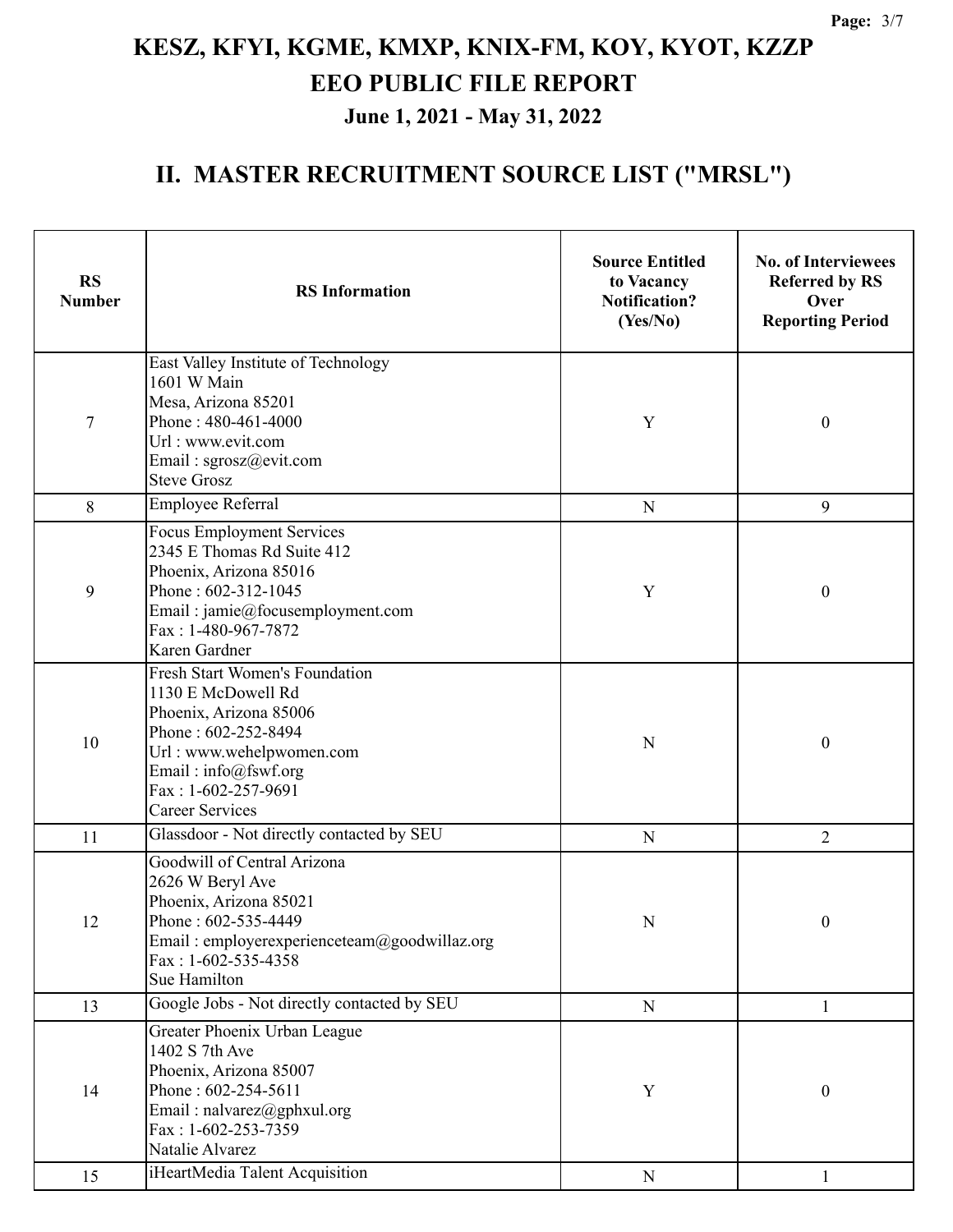# KESZ, KFYI, KGME, KMXP, KNIX-FM, KOY, KYOT, KZZP
## EEO PUBLIC FILE REPORT
### June 1, 2021 - May 31, 2022

## II. MASTER RECRUITMENT SOURCE LIST ("MRSL")

| RS Number | RS Information | Source Entitled to Vacancy Notification? (Yes/No) | No. of Interviewees Referred by RS Over Reporting Period |
|---|---|---|---|
| 7 | East Valley Institute of Technology<br>1601 W Main<br>Mesa, Arizona 85201<br>Phone : 480-461-4000<br>Url : www.evit.com<br>Email : sgrosz@evit.com<br>Steve Grosz | Y | 0 |
| 8 | Employee Referral | N | 9 |
| 9 | Focus Employment Services<br>2345 E Thomas Rd Suite 412<br>Phoenix, Arizona 85016<br>Phone : 602-312-1045<br>Email : jamie@focusemployment.com<br>Fax : 1-480-967-7872<br>Karen Gardner | Y | 0 |
| 10 | Fresh Start Women's Foundation<br>1130 E McDowell Rd<br>Phoenix, Arizona 85006<br>Phone : 602-252-8494<br>Url : www.wehelpwomen.com<br>Email : info@fswf.org<br>Fax : 1-602-257-9691<br>Career Services | N | 0 |
| 11 | Glassdoor - Not directly contacted by SEU | N | 2 |
| 12 | Goodwill of Central Arizona<br>2626 W Beryl Ave<br>Phoenix, Arizona 85021<br>Phone : 602-535-4449<br>Email : employerexperienceteam@goodwillaz.org<br>Fax : 1-602-535-4358<br>Sue Hamilton | N | 0 |
| 13 | Google Jobs - Not directly contacted by SEU | N | 1 |
| 14 | Greater Phoenix Urban League<br>1402 S 7th Ave<br>Phoenix, Arizona 85007<br>Phone : 602-254-5611<br>Email : nalvarez@gphxul.org<br>Fax : 1-602-253-7359<br>Natalie Alvarez | Y | 0 |
| 15 | iHeartMedia Talent Acquisition | N | 1 |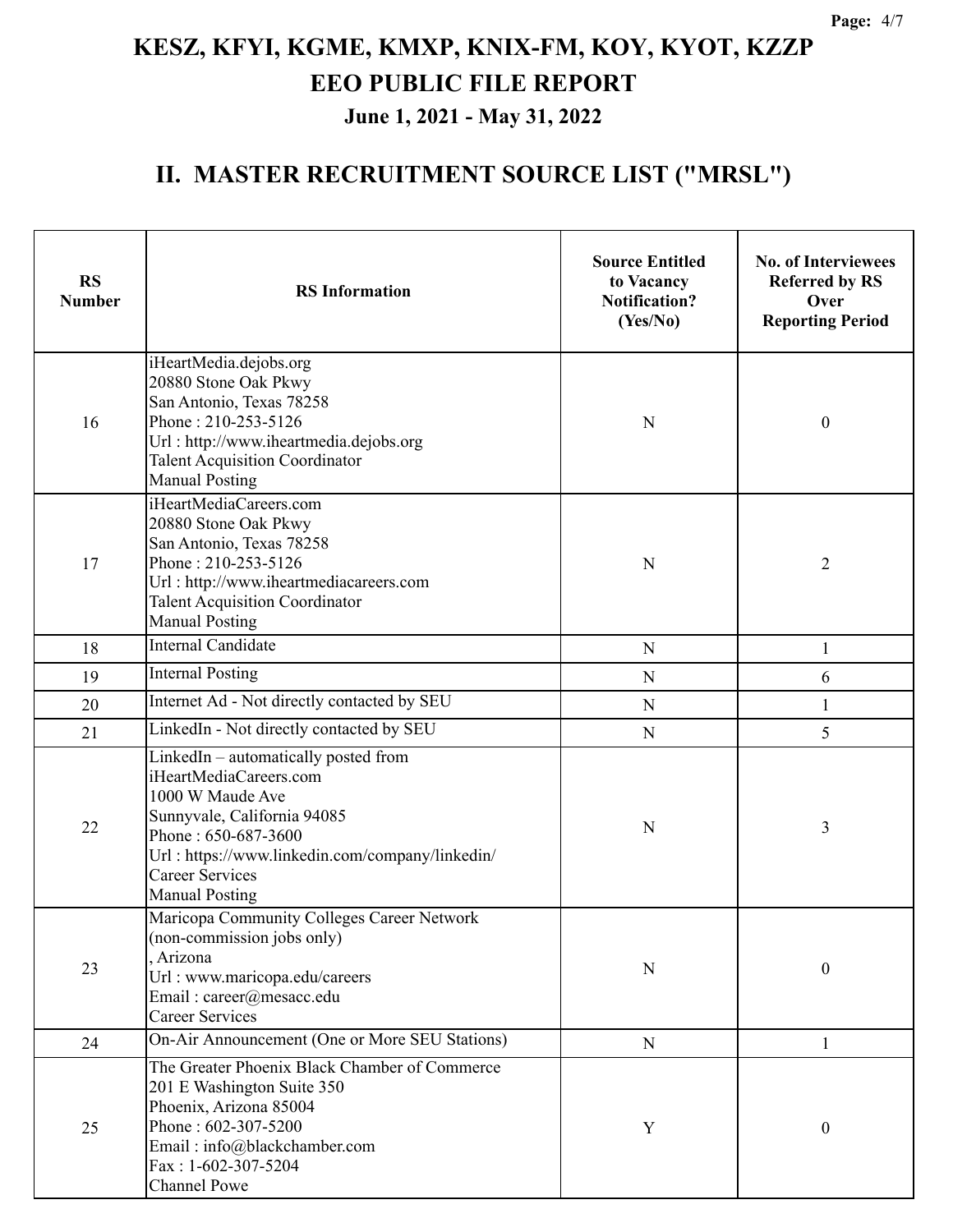# KESZ, KFYI, KGME, KMXP, KNIX-FM, KOY, KYOT, KZZP

## EEO PUBLIC FILE REPORT

### June 1, 2021 - May 31, 2022

## II. MASTER RECRUITMENT SOURCE LIST ("MRSL")

| RS Number | RS Information | Source Entitled to Vacancy Notification? (Yes/No) | No. of Interviewees Referred by RS Over Reporting Period |
|---|---|---|---|
| 16 | iHeartMedia.dejobs.org<br>20880 Stone Oak Pkwy<br>San Antonio, Texas 78258<br>Phone : 210-253-5126<br>Url : http://www.iheartmedia.dejobs.org<br>Talent Acquisition Coordinator<br>Manual Posting | N | 0 |
| 17 | iHeartMediaCareers.com<br>20880 Stone Oak Pkwy<br>San Antonio, Texas 78258<br>Phone : 210-253-5126<br>Url : http://www.iheartmediacareers.com<br>Talent Acquisition Coordinator<br>Manual Posting | N | 2 |
| 18 | Internal Candidate | N | 1 |
| 19 | Internal Posting | N | 6 |
| 20 | Internet Ad - Not directly contacted by SEU | N | 1 |
| 21 | LinkedIn - Not directly contacted by SEU | N | 5 |
| 22 | LinkedIn – automatically posted from iHeartMediaCareers.com<br>1000 W Maude Ave<br>Sunnyvale, California 94085<br>Phone : 650-687-3600<br>Url : https://www.linkedin.com/company/linkedin/<br>Career Services<br>Manual Posting | N | 3 |
| 23 | Maricopa Community Colleges Career Network (non-commission jobs only)<br>, Arizona<br>Url : www.maricopa.edu/careers<br>Email : career@mesacc.edu<br>Career Services | N | 0 |
| 24 | On-Air Announcement (One or More SEU Stations) | N | 1 |
| 25 | The Greater Phoenix Black Chamber of Commerce<br>201 E Washington Suite 350<br>Phoenix, Arizona 85004<br>Phone : 602-307-5200<br>Email : info@blackchamber.com<br>Fax : 1-602-307-5204<br>Channel Powe | Y | 0 |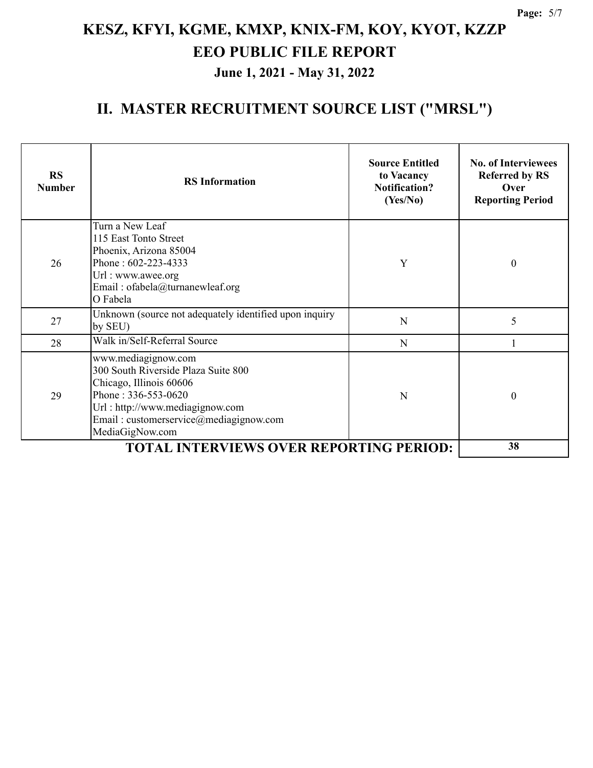# KESZ, KFYI, KGME, KMXP, KNIX-FM, KOY, KYOT, KZZP

## EEO PUBLIC FILE REPORT

### June 1, 2021 - May 31, 2022

## II. MASTER RECRUITMENT SOURCE LIST ("MRSL")

| RS Number | RS Information | Source Entitled to Vacancy Notification? (Yes/No) | No. of Interviewees Referred by RS Over Reporting Period |
|---|---|---|---|
| 26 | Turn a New Leaf<br>115 East Tonto Street<br>Phoenix, Arizona 85004<br>Phone : 602-223-4333<br>Url : www.awee.org<br>Email : ofabela@turnanewleaf.org<br>O Fabela | Y | 0 |
| 27 | Unknown (source not adequately identified upon inquiry by SEU) | N | 5 |
| 28 | Walk in/Self-Referral Source | N | 1 |
| 29 | www.mediagignow.com<br>300 South Riverside Plaza Suite 800<br>Chicago, Illinois 60606<br>Phone : 336-553-0620<br>Url : http://www.mediagignow.com<br>Email : customerservice@mediagignow.com<br>MediaGigNow.com | N | 0 |
| | **TOTAL INTERVIEWS OVER REPORTING PERIOD:** | | **38** |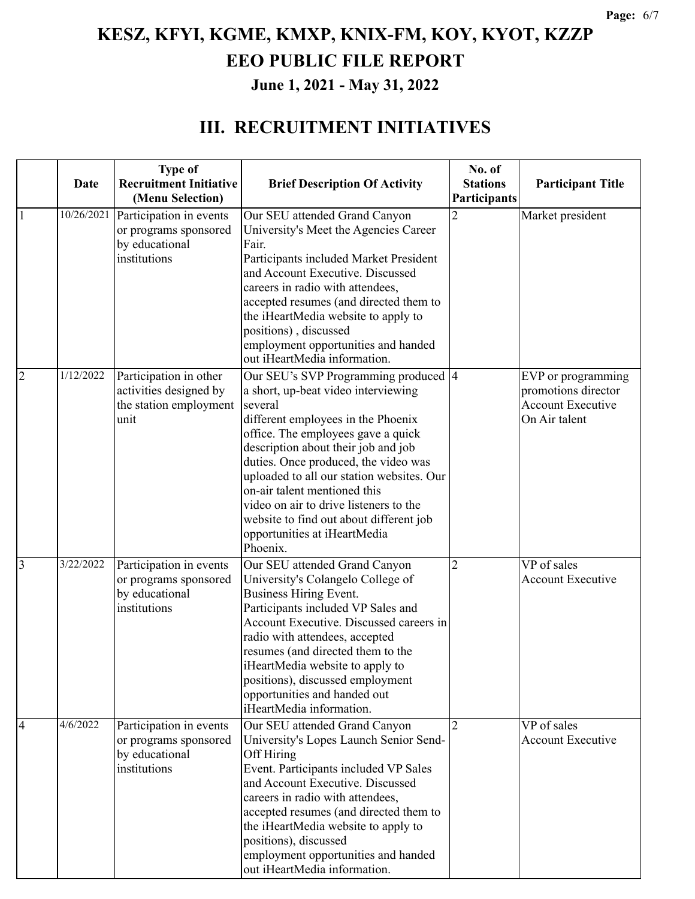# KESZ, KFYI, KGME, KMXP, KNIX-FM, KOY, KYOT, KZZP

## EEO PUBLIC FILE REPORT

### June 1, 2021 - May 31, 2022

## III. RECRUITMENT INITIATIVES

| | Date | Type of Recruitment Initiative (Menu Selection) | Brief Description Of Activity | No. of Stations Participants | Participant Title |
|---|---|---|---|---|---|
| 1 | 10/26/2021 | Participation in events or programs sponsored by educational institutions | Our SEU attended Grand Canyon University's Meet the Agencies Career Fair. Participants included Market President and Account Executive. Discussed careers in radio with attendees, accepted resumes (and directed them to the iHeartMedia website to apply to positions) , discussed employment opportunities and handed out iHeartMedia information. | 2 | Market president |
| 2 | 1/12/2022 | Participation in other activities designed by the station employment unit | Our SEU's SVP Programming produced a short, up-beat video interviewing several different employees in the Phoenix office. The employees gave a quick description about their job and job duties. Once produced, the video was uploaded to all our station websites. Our on-air talent mentioned this video on air to drive listeners to the website to find out about different job opportunities at iHeartMedia Phoenix. | 4 | EVP or programming promotions director<br>Account Executive<br>On Air talent |
| 3 | 3/22/2022 | Participation in events or programs sponsored by educational institutions | Our SEU attended Grand Canyon University's Colangelo College of Business Hiring Event. Participants included VP Sales and Account Executive. Discussed careers in radio with attendees, accepted resumes (and directed them to the iHeartMedia website to apply to positions), discussed employment opportunities and handed out iHeartMedia information. | 2 | VP of sales<br>Account Executive |
| 4 | 4/6/2022 | Participation in events or programs sponsored by educational institutions | Our SEU attended Grand Canyon University's Lopes Launch Senior Send-Off Hiring Event. Participants included VP Sales and Account Executive. Discussed careers in radio with attendees, accepted resumes (and directed them to the iHeartMedia website to apply to positions), discussed employment opportunities and handed out iHeartMedia information. | 2 | VP of sales<br>Account Executive |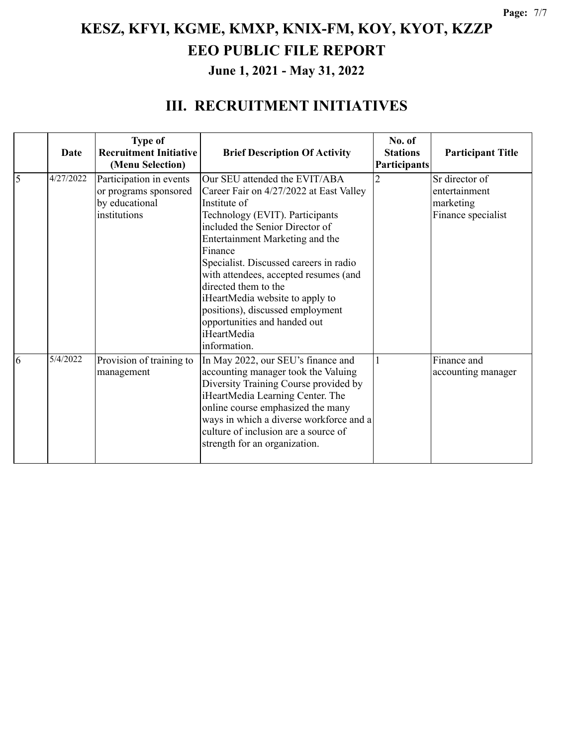# KESZ, KFYI, KGME, KMXP, KNIX-FM, KOY, KYOT, KZZP
# EEO PUBLIC FILE REPORT
### June 1, 2021 - May 31, 2022

## III. RECRUITMENT INITIATIVES

| | Date | Type of Recruitment Initiative (Menu Selection) | Brief Description Of Activity | No. of Stations Participants | Participant Title |
|---|---|---|---|---|---|
| 5 | 4/27/2022 | Participation in events or programs sponsored by educational institutions | Our SEU attended the EVIT/ABA Career Fair on 4/27/2022 at East Valley Institute of Technology (EVIT). Participants included the Senior Director of Entertainment Marketing and the Finance Specialist. Discussed careers in radio with attendees, accepted resumes (and directed them to the iHeartMedia website to apply to positions), discussed employment opportunities and handed out iHeartMedia information. | 2 | Sr director of entertainment marketing Finance specialist |
| 6 | 5/4/2022 | Provision of training to management | In May 2022, our SEU's finance and accounting manager took the Valuing Diversity Training Course provided by iHeartMedia Learning Center. The online course emphasized the many ways in which a diverse workforce and a culture of inclusion are a source of strength for an organization. | 1 | Finance and accounting manager |